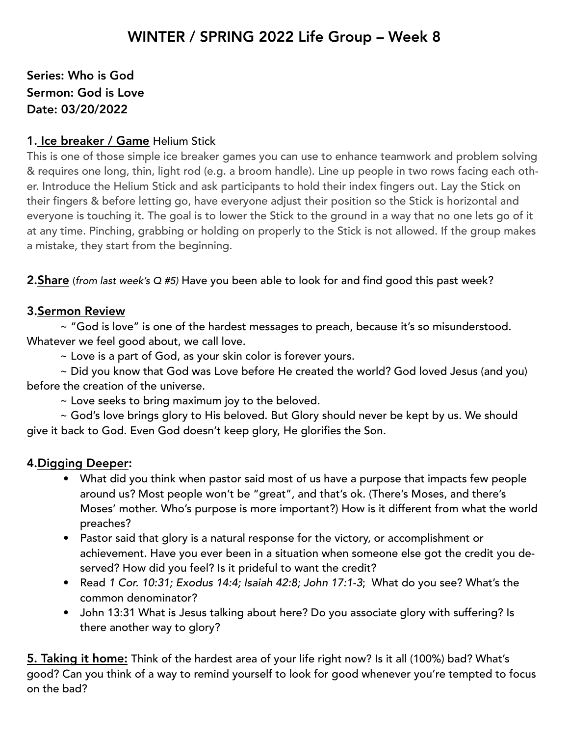# WINTER / SPRING 2022 Life Group – Week 8

**Series: Who is God**
**Sermon: God is Love**
**Date: 03/20/2022**

### 1. <u>Ice breaker / Game</u> Helium Stick

This is one of those simple ice breaker games you can use to enhance teamwork and problem solving & requires one long, thin, light rod (e.g. a broom handle). Line up people in two rows facing each other. Introduce the Helium Stick and ask participants to hold their index fingers out. Lay the Stick on their fingers & before letting go, have everyone adjust their position so the Stick is horizontal and everyone is touching it. The goal is to lower the Stick to the ground in a way that no one lets go of it at any time. Pinching, grabbing or holding on properly to the Stick is not allowed. If the group makes a mistake, they start from the beginning.

**2.<u>Share</u>** (*from last week's Q #5)* Have you been able to look for and find good this past week?

### 3.<u>Sermon Review</u>

~ "God is love" is one of the hardest messages to preach, because it's so misunderstood. Whatever we feel good about, we call love.

~ Love is a part of God, as your skin color is forever yours.

~ Did you know that God was Love before He created the world? God loved Jesus (and you) before the creation of the universe.

~ Love seeks to bring maximum joy to the beloved.

~ God's love brings glory to His beloved. But Glory should never be kept by us. We should give it back to God. Even God doesn't keep glory, He glorifies the Son.

### 4.<u>Digging Deeper</u>:

- What did you think when pastor said most of us have a purpose that impacts few people around us? Most people won't be "great", and that's ok. (There's Moses, and there's Moses' mother. Who's purpose is more important?) How is it different from what the world preaches?
- Pastor said that glory is a natural response for the victory, or accomplishment or achievement. Have you ever been in a situation when someone else got the credit you deserved? How did you feel? Is it prideful to want the credit?
- Read *1 Cor. 10:31; Exodus 14:4; Isaiah 42:8; John 17:1-3*; What do you see? What's the common denominator?
- John 13:31 What is Jesus talking about here? Do you associate glory with suffering? Is there another way to glory?

**<u>5. Taking it home:</u>** Think of the hardest area of your life right now? Is it all (100%) bad? What's good? Can you think of a way to remind yourself to look for good whenever you're tempted to focus on the bad?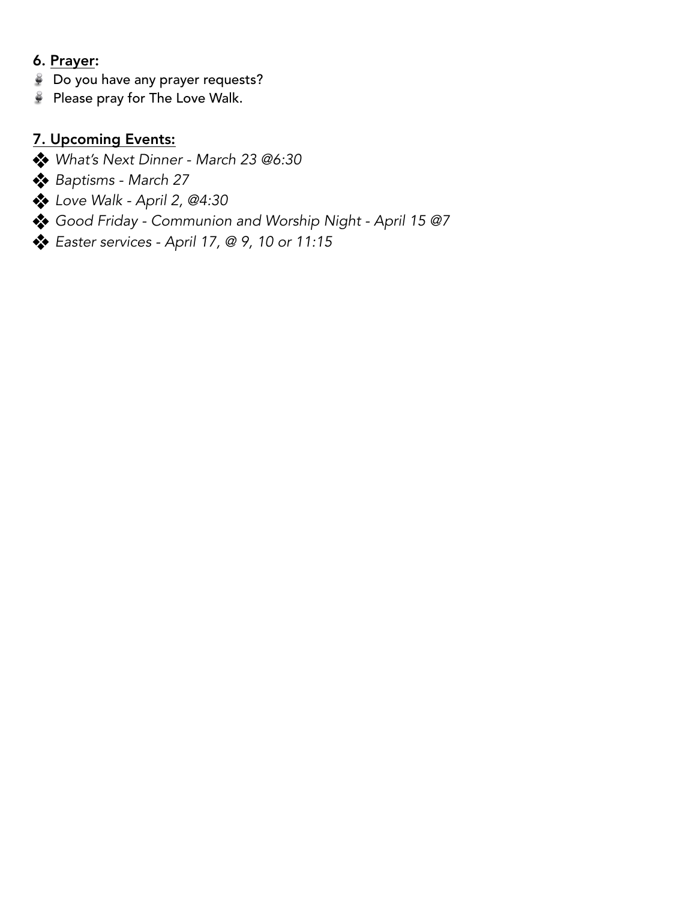6. **Prayer:**

- Do you have any prayer requests?
- Please pray for The Love Walk.

**7. Upcoming Events:**

- *What's Next Dinner - March 23 @6:30*
- *Baptisms - March 27*
- *Love Walk - April 2, @4:30*
- *Good Friday - Communion and Worship Night - April 15 @7*
- *Easter services - April 17, @ 9, 10 or 11:15*